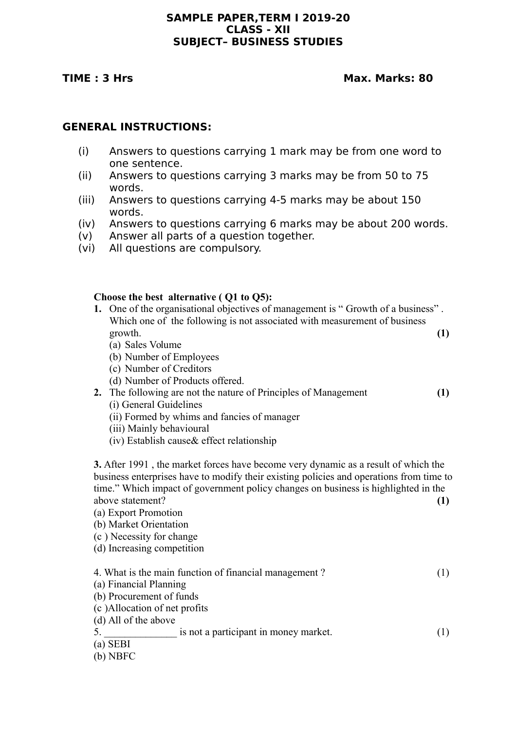# SAMPLE PAPER,TERM I 2019-20
## CLASS - XII
## SUBJECT– BUSINESS STUDIES

**TIME : 3 Hrs** **Max. Marks: 80**

**GENERAL INSTRUCTIONS:**

(i) Answers to questions carrying 1 mark may be from one word to one sentence.
(ii) Answers to questions carrying 3 marks may be from 50 to 75 words.
(iii) Answers to questions carrying 4-5 marks may be about 150 words.
(iv) Answers to questions carrying 6 marks may be about 200 words.
(v) Answer all parts of a question together.
(vi) All questions are compulsory.

**Choose the best alternative ( Q1 to Q5):**

**1.** One of the organisational objectives of management is " Growth of a business" . Which one of the following is not associated with measurement of business growth. **(1)**
(a) Sales Volume
(b) Number of Employees
(c) Number of Creditors
(d) Number of Products offered.

**2.** The following are not the nature of Principles of Management **(1)**
(i) General Guidelines
(ii) Formed by whims and fancies of manager
(iii) Mainly behavioural
(iv) Establish cause& effect relationship

**3.** After 1991 , the market forces have become very dynamic as a result of which the business enterprises have to modify their existing policies and operations from time to time." Which impact of government policy changes on business is highlighted in the above statement? **(1)**
(a) Export Promotion
(b) Market Orientation
(c ) Necessity for change
(d) Increasing competition

4. What is the main function of financial management ? (1)
(a) Financial Planning
(b) Procurement of funds
(c )Allocation of net profits
(d) All of the above

5. ______________ is not a participant in money market. (1)
(a) SEBI
(b) NBFC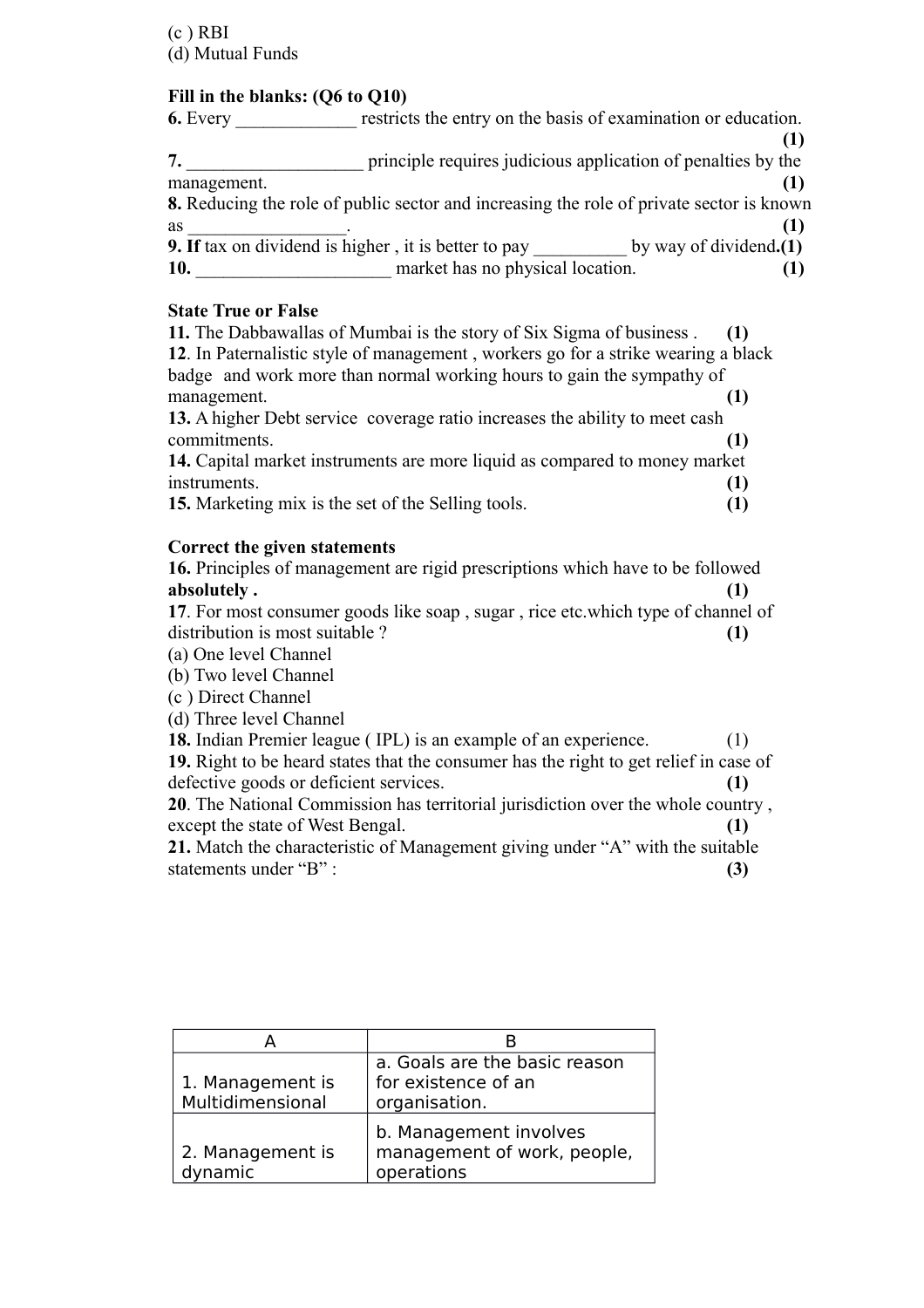(c ) RBI
(d) Mutual Funds

**Fill in the blanks: (Q6 to Q10)**

**6.** Every _____________ restricts the entry on the basis of examination or education. **(1)**

**7.** ___________________ principle requires judicious application of penalties by the management. **(1)**

**8.** Reducing the role of public sector and increasing the role of private sector is known as _________________. **(1)**

**9. If** tax on dividend is higher , it is better to pay __________ by way of dividend**.(1)**

**10.** _____________________ market has no physical location. **(1)**

**State True or False**

**11.** The Dabbawallas of Mumbai is the story of Six Sigma of business . **(1)**

**12**. In Paternalistic style of management , workers go for a strike wearing a black badge and work more than normal working hours to gain the sympathy of management. **(1)**

**13.** A higher Debt service coverage ratio increases the ability to meet cash commitments. **(1)**

**14.** Capital market instruments are more liquid as compared to money market instruments. **(1)**

**15.** Marketing mix is the set of the Selling tools. **(1)**

**Correct the given statements**

**16.** Principles of management are rigid prescriptions which have to be followed **absolutely . (1)**

**17**. For most consumer goods like soap , sugar , rice etc.which type of channel of distribution is most suitable ? **(1)**

(a) One level Channel
(b) Two level Channel
(c ) Direct Channel
(d) Three level Channel

**18.** Indian Premier league ( IPL) is an example of an experience. (1)

**19.** Right to be heard states that the consumer has the right to get relief in case of defective goods or deficient services. **(1)**

**20**. The National Commission has territorial jurisdiction over the whole country , except the state of West Bengal. **(1)**

**21.** Match the characteristic of Management giving under "A" with the suitable statements under "B" : **(3)**

| A | B |
|---|---|
| 1. Management is Multidimensional | a. Goals are the basic reason for existence of an organisation. |
| 2. Management is dynamic | b. Management involves management of work, people, operations |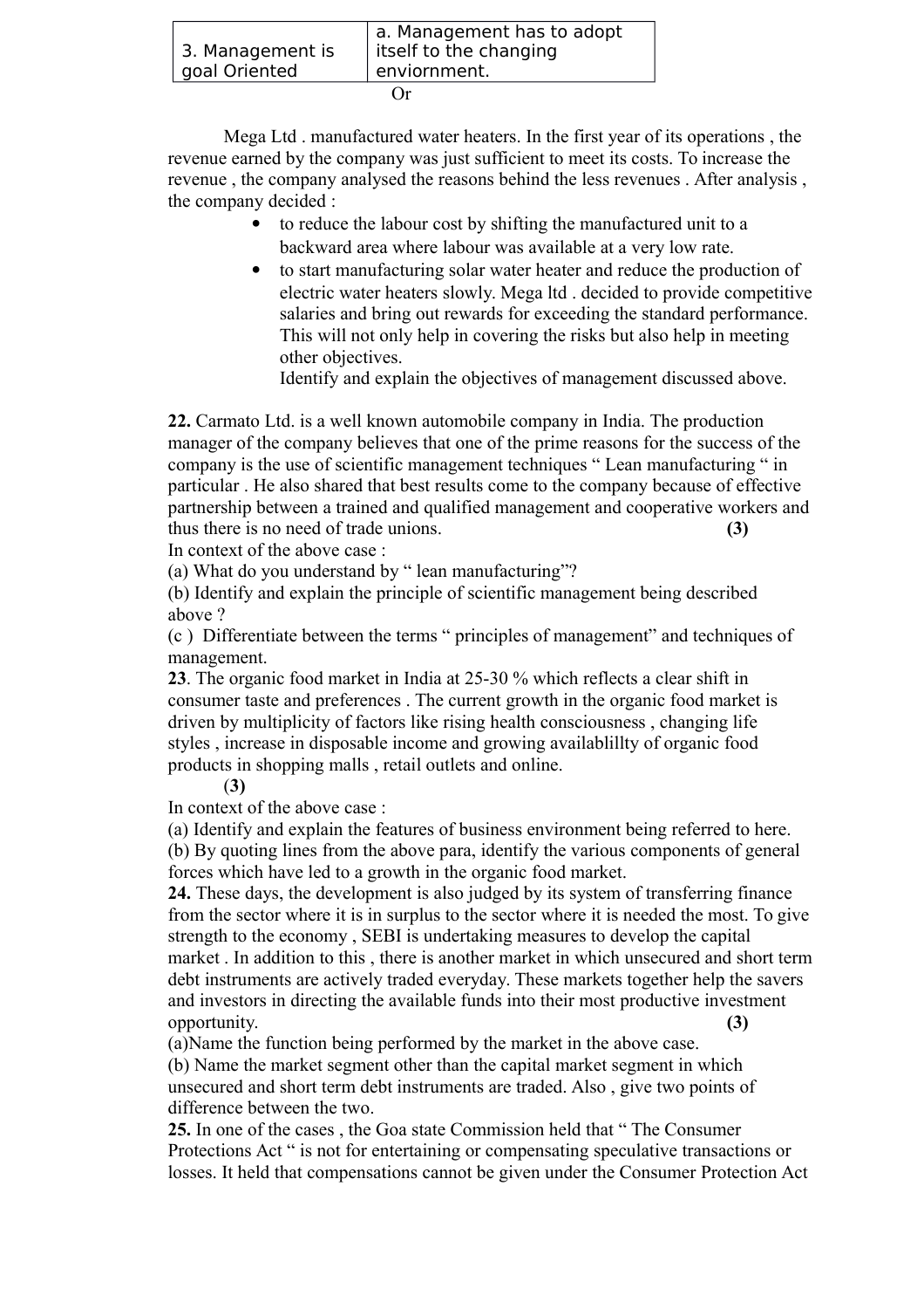| 3. Management is goal Oriented | a. Management has to adopt itself to the changing enviornment. |
|---|---|

Or

Mega Ltd . manufactured water heaters. In the first year of its operations , the revenue earned by the company was just sufficient to meet its costs. To increase the revenue , the company analysed the reasons behind the less revenues . After analysis , the company decided :

- to reduce the labour cost by shifting the manufactured unit to a backward area where labour was available at a very low rate.
- to start manufacturing solar water heater and reduce the production of electric water heaters slowly. Mega ltd . decided to provide competitive salaries and bring out rewards for exceeding the standard performance. This will not only help in covering the risks but also help in meeting other objectives.

  Identify and explain the objectives of management discussed above.

**22.** Carmato Ltd. is a well known automobile company in India. The production manager of the company believes that one of the prime reasons for the success of the company is the use of scientific management techniques " Lean manufacturing " in particular . He also shared that best results come to the company because of effective partnership between a trained and qualified management and cooperative workers and thus there is no need of trade unions. **(3)**

In context of the above case :

(a) What do you understand by " lean manufacturing"?

(b) Identify and explain the principle of scientific management being described above ?

(c ) Differentiate between the terms " principles of management" and techniques of management.

**23**. The organic food market in India at 25-30 % which reflects a clear shift in consumer taste and preferences . The current growth in the organic food market is driven by multiplicity of factors like rising health consciousness , changing life styles , increase in disposable income and growing availablillty of organic food products in shopping malls , retail outlets and online. (**3)**

In context of the above case :

(a) Identify and explain the features of business environment being referred to here.

(b) By quoting lines from the above para, identify the various components of general forces which have led to a growth in the organic food market.

**24.** These days, the development is also judged by its system of transferring finance from the sector where it is in surplus to the sector where it is needed the most. To give strength to the economy , SEBI is undertaking measures to develop the capital market . In addition to this , there is another market in which unsecured and short term debt instruments are actively traded everyday. These markets together help the savers and investors in directing the available funds into their most productive investment opportunity. **(3)**

(a)Name the function being performed by the market in the above case.

(b) Name the market segment other than the capital market segment in which unsecured and short term debt instruments are traded. Also , give two points of difference between the two.

**25.** In one of the cases , the Goa state Commission held that " The Consumer Protections Act " is not for entertaining or compensating speculative transactions or losses. It held that compensations cannot be given under the Consumer Protection Act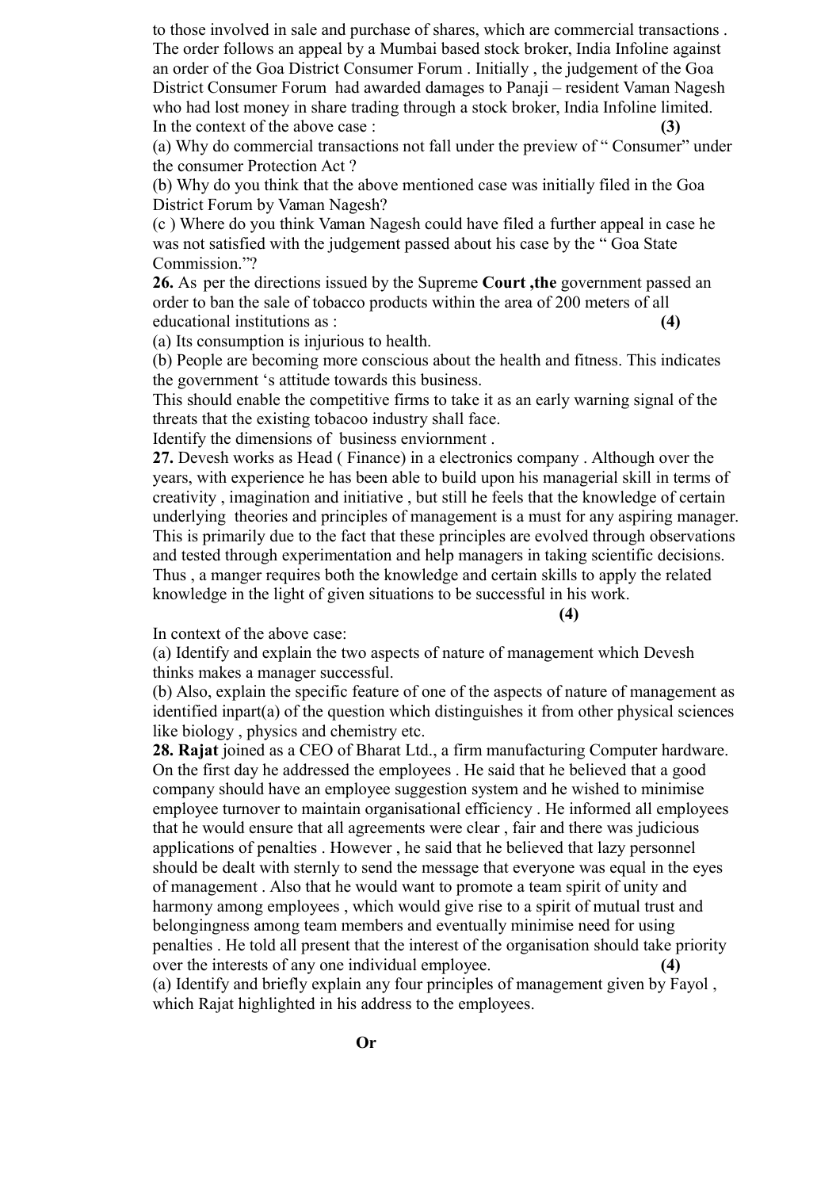to those involved in sale and purchase of shares, which are commercial transactions . The order follows an appeal by a Mumbai based stock broker, India Infoline against an order of the Goa District Consumer Forum . Initially , the judgement of the Goa District Consumer Forum had awarded damages to Panaji – resident Vaman Nagesh who had lost money in share trading through a stock broker, India Infoline limited.

In the context of the above case : **(3)**

(a) Why do commercial transactions not fall under the preview of " Consumer" under the consumer Protection Act ?

(b) Why do you think that the above mentioned case was initially filed in the Goa District Forum by Vaman Nagesh?

(c ) Where do you think Vaman Nagesh could have filed a further appeal in case he was not satisfied with the judgement passed about his case by the " Goa State Commission."?

**26.** As per the directions issued by the Supreme **Court ,the** government passed an order to ban the sale of tobacco products within the area of 200 meters of all educational institutions as : **(4)**

(a) Its consumption is injurious to health.

(b) People are becoming more conscious about the health and fitness. This indicates the government 's attitude towards this business.

This should enable the competitive firms to take it as an early warning signal of the threats that the existing tobacoo industry shall face.

Identify the dimensions of business enviornment .

**27.** Devesh works as Head ( Finance) in a electronics company . Although over the years, with experience he has been able to build upon his managerial skill in terms of creativity , imagination and initiative , but still he feels that the knowledge of certain underlying theories and principles of management is a must for any aspiring manager. This is primarily due to the fact that these principles are evolved through observations and tested through experimentation and help managers in taking scientific decisions. Thus , a manger requires both the knowledge and certain skills to apply the related knowledge in the light of given situations to be successful in his work. **(4)**

In context of the above case:

(a) Identify and explain the two aspects of nature of management which Devesh thinks makes a manager successful.

(b) Also, explain the specific feature of one of the aspects of nature of management as identified inpart(a) of the question which distinguishes it from other physical sciences like biology , physics and chemistry etc.

**28. Rajat** joined as a CEO of Bharat Ltd., a firm manufacturing Computer hardware. On the first day he addressed the employees . He said that he believed that a good company should have an employee suggestion system and he wished to minimise employee turnover to maintain organisational efficiency . He informed all employees that he would ensure that all agreements were clear , fair and there was judicious applications of penalties . However , he said that he believed that lazy personnel should be dealt with sternly to send the message that everyone was equal in the eyes of management . Also that he would want to promote a team spirit of unity and harmony among employees , which would give rise to a spirit of mutual trust and belongingness among team members and eventually minimise need for using penalties . He told all present that the interest of the organisation should take priority over the interests of any one individual employee. **(4)**

(a) Identify and briefly explain any four principles of management given by Fayol , which Rajat highlighted in his address to the employees.

**Or**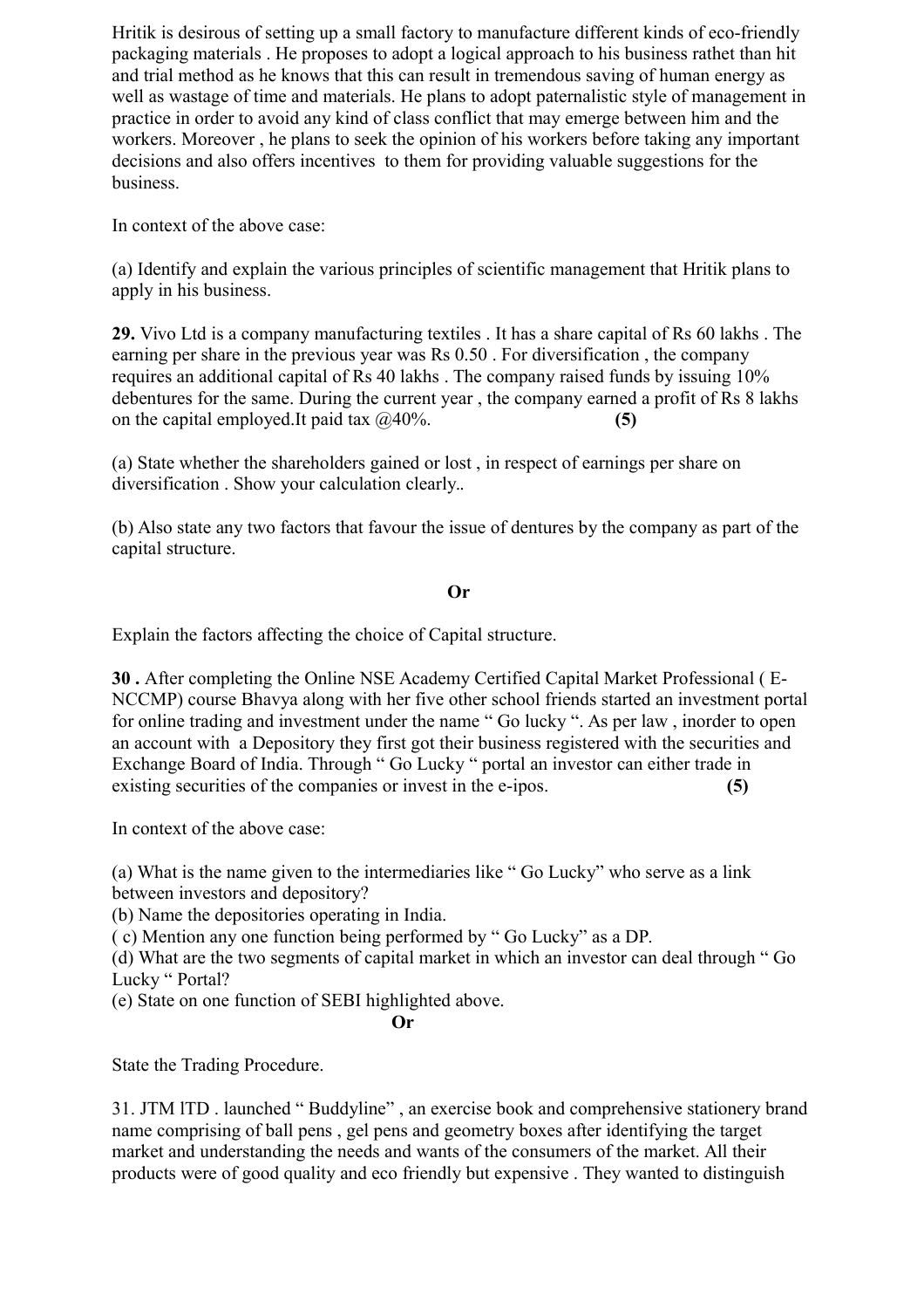Hritik is desirous of setting up a small factory to manufacture different kinds of eco-friendly packaging materials . He proposes to adopt a logical approach to his business rathet than hit and trial method as he knows that this can result in tremendous saving of human energy as well as wastage of time and materials. He plans to adopt paternalistic style of management in practice in order to avoid any kind of class conflict that may emerge between him and the workers. Moreover , he plans to seek the opinion of his workers before taking any important decisions and also offers incentives to them for providing valuable suggestions for the business.

In context of the above case:

(a) Identify and explain the various principles of scientific management that Hritik plans to apply in his business.

**29.** Vivo Ltd is a company manufacturing textiles . It has a share capital of Rs 60 lakhs . The earning per share in the previous year was Rs 0.50 . For diversification , the company requires an additional capital of Rs 40 lakhs . The company raised funds by issuing 10% debentures for the same. During the current year , the company earned a profit of Rs 8 lakhs on the capital employed.It paid tax @40%. **(5)**

(a) State whether the shareholders gained or lost , in respect of earnings per share on diversification . Show your calculation clearly..

(b) Also state any two factors that favour the issue of dentures by the company as part of the capital structure.

**Or**

Explain the factors affecting the choice of Capital structure.

**30 .** After completing the Online NSE Academy Certified Capital Market Professional ( E-NCCMP) course Bhavya along with her five other school friends started an investment portal for online trading and investment under the name " Go lucky ". As per law , inorder to open an account with a Depository they first got their business registered with the securities and Exchange Board of India. Through " Go Lucky " portal an investor can either trade in existing securities of the companies or invest in the e-ipos. **(5)**

In context of the above case:

(a) What is the name given to the intermediaries like " Go Lucky" who serve as a link between investors and depository?
(b) Name the depositories operating in India.
( c) Mention any one function being performed by " Go Lucky" as a DP.
(d) What are the two segments of capital market in which an investor can deal through " Go Lucky " Portal?
(e) State on one function of SEBI highlighted above.

**Or**

State the Trading Procedure.

31. JTM lTD . launched " Buddyline" , an exercise book and comprehensive stationery brand name comprising of ball pens , gel pens and geometry boxes after identifying the target market and understanding the needs and wants of the consumers of the market. All their products were of good quality and eco friendly but expensive . They wanted to distinguish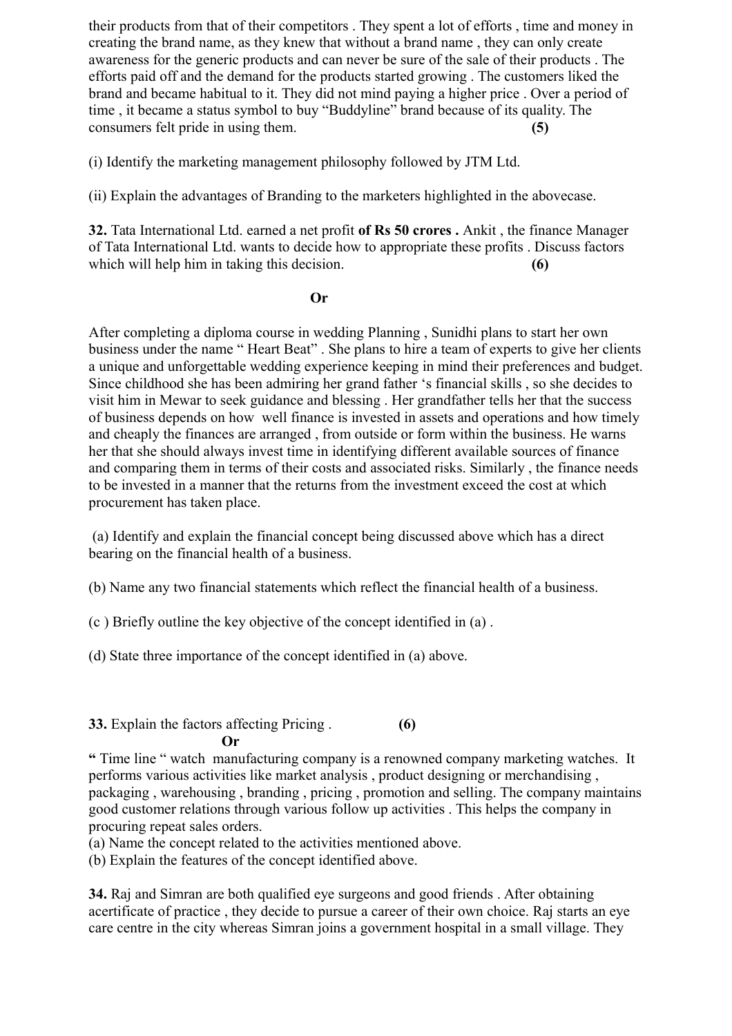their products from that of their competitors . They spent a lot of efforts , time and money in creating the brand name, as they knew that without a brand name , they can only create awareness for the generic products and can never be sure of the sale of their products . The efforts paid off and the demand for the products started growing . The customers liked the brand and became habitual to it. They did not mind paying a higher price . Over a period of time , it became a status symbol to buy "Buddyline" brand because of its quality. The consumers felt pride in using them. **(5)**

(i) Identify the marketing management philosophy followed by JTM Ltd.

(ii) Explain the advantages of Branding to the marketers highlighted in the abovecase.

**32.** Tata International Ltd. earned a net profit **of Rs 50 crores .** Ankit , the finance Manager of Tata International Ltd. wants to decide how to appropriate these profits . Discuss factors which will help him in taking this decision. **(6)**

**Or**

After completing a diploma course in wedding Planning , Sunidhi plans to start her own business under the name " Heart Beat" . She plans to hire a team of experts to give her clients a unique and unforgettable wedding experience keeping in mind their preferences and budget. Since childhood she has been admiring her grand father 's financial skills , so she decides to visit him in Mewar to seek guidance and blessing . Her grandfather tells her that the success of business depends on how well finance is invested in assets and operations and how timely and cheaply the finances are arranged , from outside or form within the business. He warns her that she should always invest time in identifying different available sources of finance and comparing them in terms of their costs and associated risks. Similarly , the finance needs to be invested in a manner that the returns from the investment exceed the cost at which procurement has taken place.

(a) Identify and explain the financial concept being discussed above which has a direct bearing on the financial health of a business.

(b) Name any two financial statements which reflect the financial health of a business.

(c ) Briefly outline the key objective of the concept identified in (a) .

(d) State three importance of the concept identified in (a) above.

**33.** Explain the factors affecting Pricing . **(6)**

**Or**

**"** Time line " watch manufacturing company is a renowned company marketing watches. It performs various activities like market analysis , product designing or merchandising , packaging , warehousing , branding , pricing , promotion and selling. The company maintains good customer relations through various follow up activities . This helps the company in procuring repeat sales orders.

(a) Name the concept related to the activities mentioned above.

(b) Explain the features of the concept identified above.

**34.** Raj and Simran are both qualified eye surgeons and good friends . After obtaining acertificate of practice , they decide to pursue a career of their own choice. Raj starts an eye care centre in the city whereas Simran joins a government hospital in a small village. They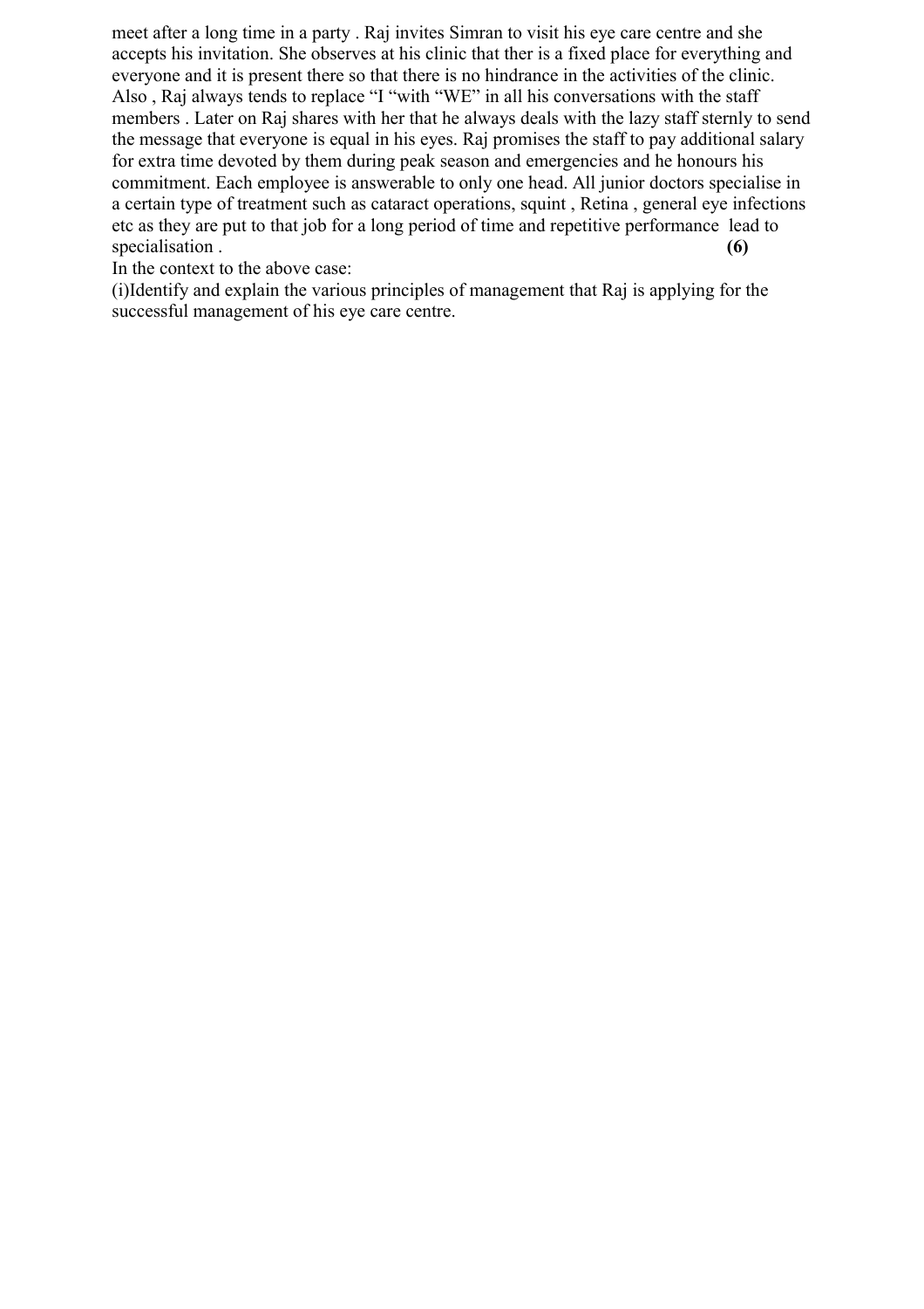meet after a long time in a party . Raj invites Simran to visit his eye care centre and she accepts his invitation. She observes at his clinic that ther is a fixed place for everything and everyone and it is present there so that there is no hindrance in the activities of the clinic. Also , Raj always tends to replace "I "with "WE" in all his conversations with the staff members . Later on Raj shares with her that he always deals with the lazy staff sternly to send the message that everyone is equal in his eyes. Raj promises the staff to pay additional salary for extra time devoted by them during peak season and emergencies and he honours his commitment. Each employee is answerable to only one head. All junior doctors specialise in a certain type of treatment such as cataract operations, squint , Retina , general eye infections etc as they are put to that job for a long period of time and repetitive performance lead to specialisation . **(6)**

In the context to the above case:

(i)Identify and explain the various principles of management that Raj is applying for the successful management of his eye care centre.